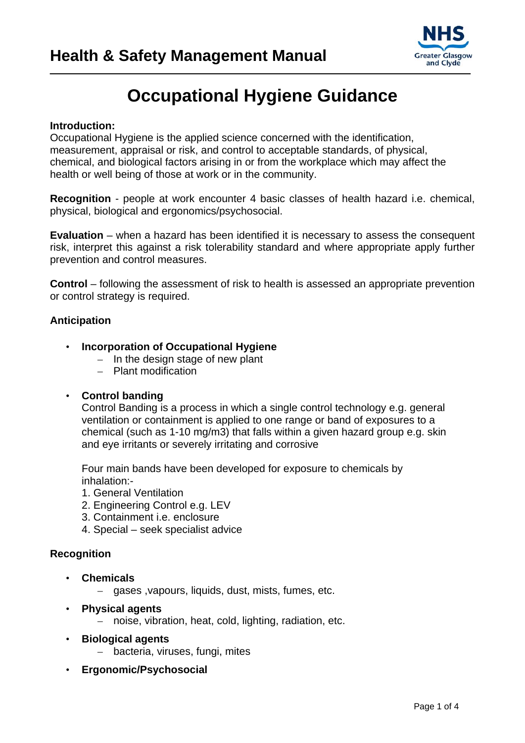# Health & Safety Management Manual

## Occupational Hygiene Guidance

**Introduction:**
Occupational Hygiene is the applied science concerned with the identification, measurement, appraisal or risk, and control to acceptable standards, of physical, chemical, and biological factors arising in or from the workplace which may affect the health or well being of those at work or in the community.

**Recognition** - people at work encounter 4 basic classes of health hazard i.e. chemical, physical, biological and ergonomics/psychosocial.

**Evaluation** – when a hazard has been identified it is necessary to assess the consequent risk, interpret this against a risk tolerability standard and where appropriate apply further prevention and control measures.

**Control** – following the assessment of risk to health is assessed an appropriate prevention or control strategy is required.

### Anticipation

- **Incorporation of Occupational Hygiene**
  - In the design stage of new plant
  - Plant modification

- **Control banding**
  Control Banding is a process in which a single control technology e.g. general ventilation or containment is applied to one range or band of exposures to a chemical (such as 1-10 mg/m3) that falls within a given hazard group e.g. skin and eye irritants or severely irritating and corrosive

  Four main bands have been developed for exposure to chemicals by inhalation:-
  1. General Ventilation
  2. Engineering Control e.g. LEV
  3. Containment i.e. enclosure
  4. Special – seek specialist advice

### Recognition

- **Chemicals**
  - gases ,vapours, liquids, dust, mists, fumes, etc.
- **Physical agents**
  - noise, vibration, heat, cold, lighting, radiation, etc.
- **Biological agents**
  - bacteria, viruses, fungi, mites
- **Ergonomic/Psychosocial**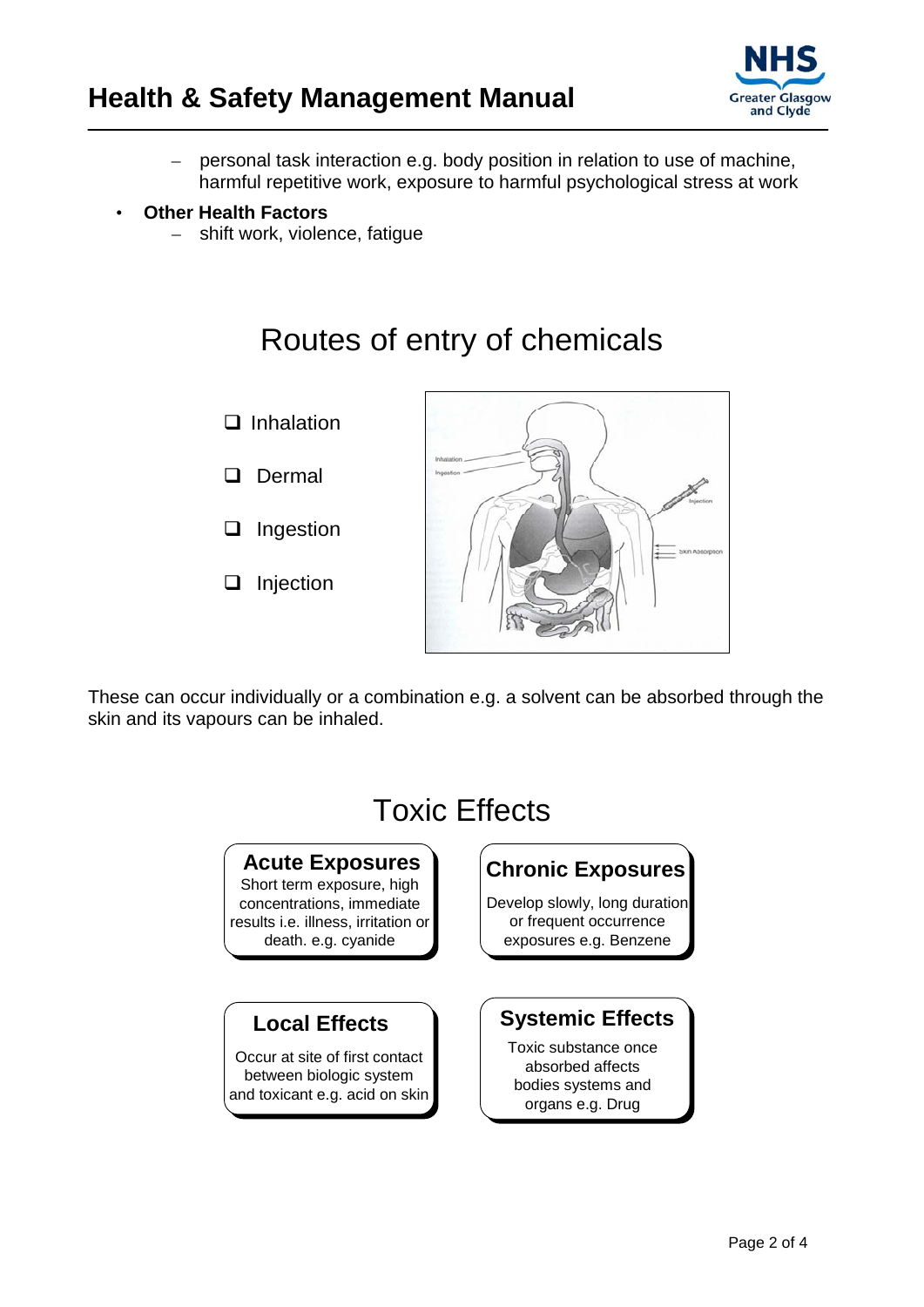- personal task interaction e.g. body position in relation to use of machine, harmful repetitive work, exposure to harmful psychological stress at work

- **Other Health Factors**
  - shift work, violence, fatigue

## Routes of entry of chemicals

- Inhalation
- Dermal
- Ingestion
- Injection

These can occur individually or a combination e.g. a solvent can be absorbed through the skin and its vapours can be inhaled.

## Toxic Effects

**Acute Exposures**
Short term exposure, high concentrations, immediate results i.e. illness, irritation or death. e.g. cyanide

**Chronic Exposures**
Develop slowly, long duration or frequent occurrence exposures e.g. Benzene

**Local Effects**
Occur at site of first contact between biologic system and toxicant e.g. acid on skin

**Systemic Effects**
Toxic substance once absorbed affects bodies systems and organs e.g. Drug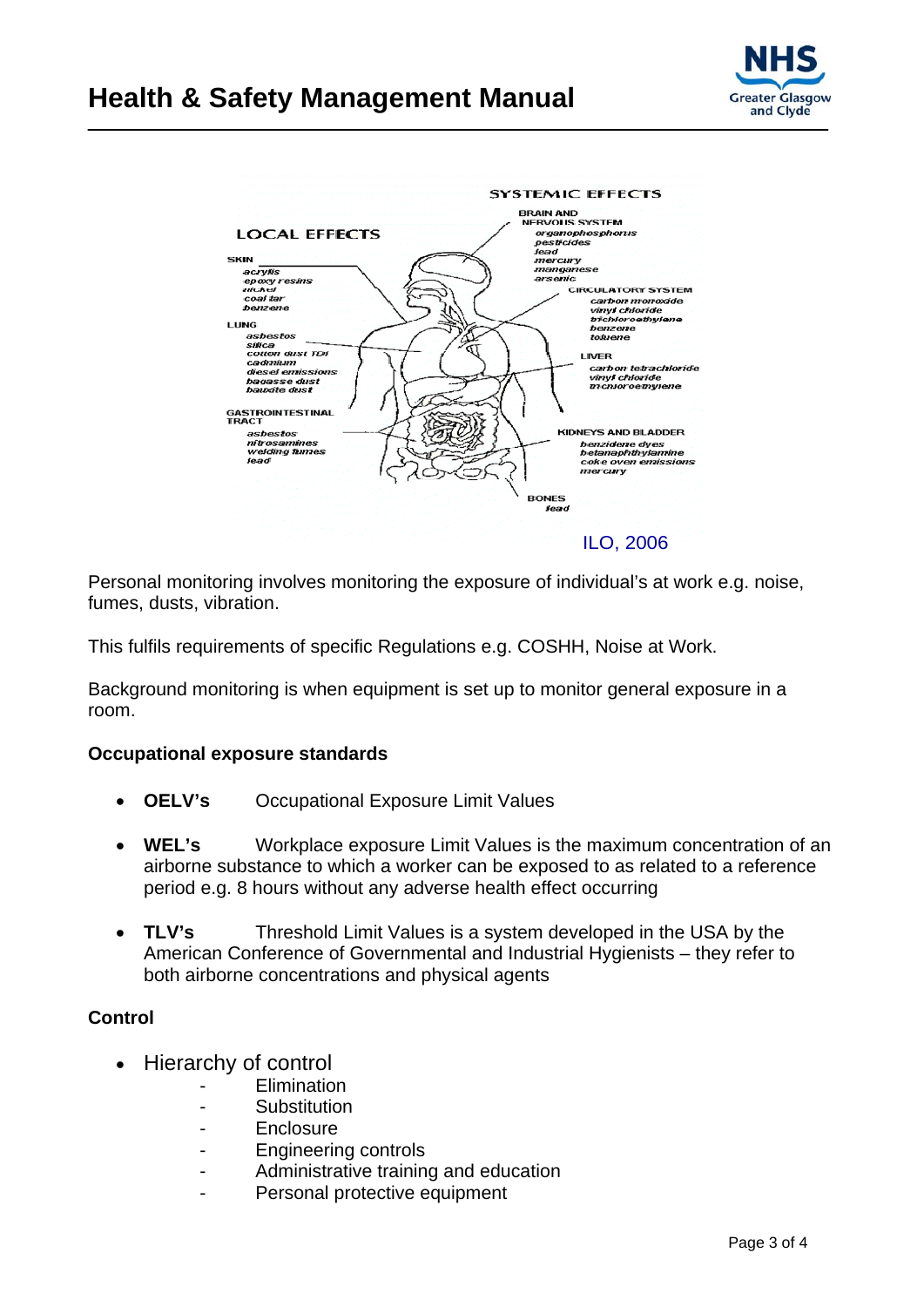**LOCAL EFFECTS**

SKIN
- acrylis
- epoxy resins
- nickel
- coal tar
- benzene

LUNG
- asbestos
- silica
- cotton dust TDI
- cadmium
- diesel emissions
- bagasse dust
- bauxite dust

GASTROINTESTINAL TRACT
- asbestos
- nitrosamines
- welding fumes
- lead

**SYSTEMIC EFFECTS**

BRAIN AND NERVOUS SYSTEM
- organophosphorus
- pesticides
- lead
- mercury
- manganese
- arsenic

CIRCULATORY SYSTEM
- carbon monoxide
- vinyl chloride
- trichloroethylene
- benzene
- toluene

LIVER
- carbon tetrachloride
- vinyl chloride
- trichloroethylene

KIDNEYS AND BLADDER
- benzidene dyes
- betanaphthylamine
- coke oven emissions
- mercury

BONES
- lead

ILO, 2006

Personal monitoring involves monitoring the exposure of individual's at work e.g. noise, fumes, dusts, vibration.

This fulfils requirements of specific Regulations e.g. COSHH, Noise at Work.

Background monitoring is when equipment is set up to monitor general exposure in a room.

**Occupational exposure standards**

- **OELV's** Occupational Exposure Limit Values
- **WEL's** Workplace exposure Limit Values is the maximum concentration of an airborne substance to which a worker can be exposed to as related to a reference period e.g. 8 hours without any adverse health effect occurring
- **TLV's** Threshold Limit Values is a system developed in the USA by the American Conference of Governmental and Industrial Hygienists – they refer to both airborne concentrations and physical agents

**Control**

- Hierarchy of control
  - Elimination
  - Substitution
  - Enclosure
  - Engineering controls
  - Administrative training and education
  - Personal protective equipment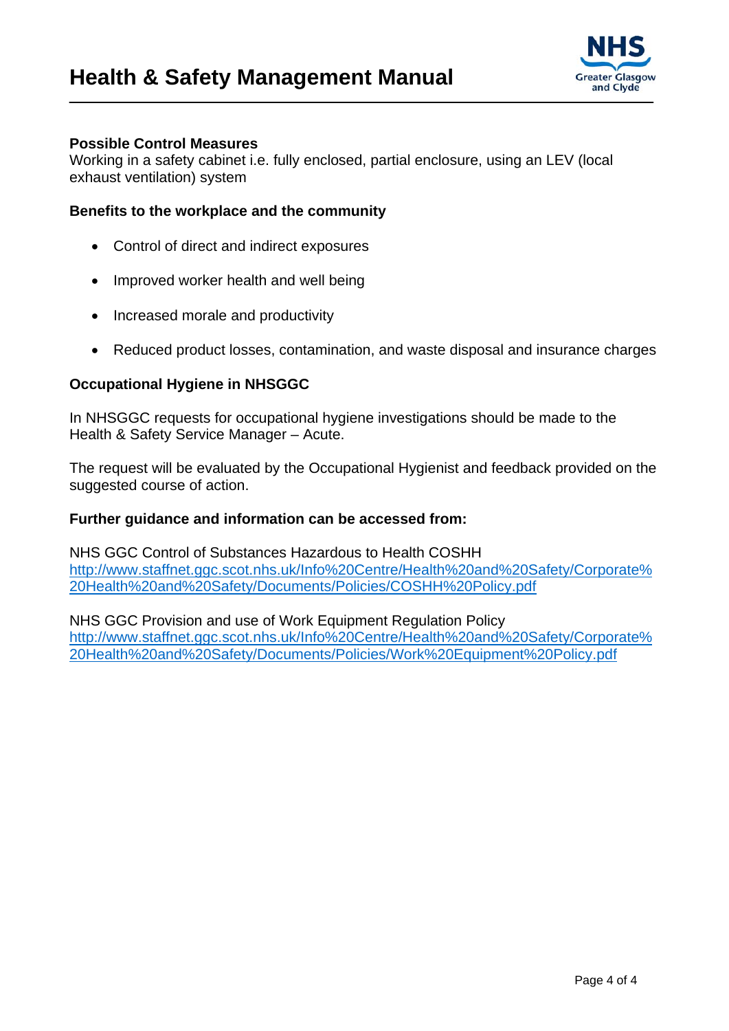**Possible Control Measures**
Working in a safety cabinet i.e. fully enclosed, partial enclosure, using an LEV (local exhaust ventilation) system

**Benefits to the workplace and the community**

- Control of direct and indirect exposures
- Improved worker health and well being
- Increased morale and productivity
- Reduced product losses, contamination, and waste disposal and insurance charges

**Occupational Hygiene in NHSGGC**

In NHSGGC requests for occupational hygiene investigations should be made to the Health & Safety Service Manager – Acute.

The request will be evaluated by the Occupational Hygienist and feedback provided on the suggested course of action.

**Further guidance and information can be accessed from:**

NHS GGC Control of Substances Hazardous to Health COSHH
http://www.staffnet.ggc.scot.nhs.uk/Info%20Centre/Health%20and%20Safety/Corporate%20Health%20and%20Safety/Documents/Policies/COSHH%20Policy.pdf

NHS GGC Provision and use of Work Equipment Regulation Policy
http://www.staffnet.ggc.scot.nhs.uk/Info%20Centre/Health%20and%20Safety/Corporate%20Health%20and%20Safety/Documents/Policies/Work%20Equipment%20Policy.pdf